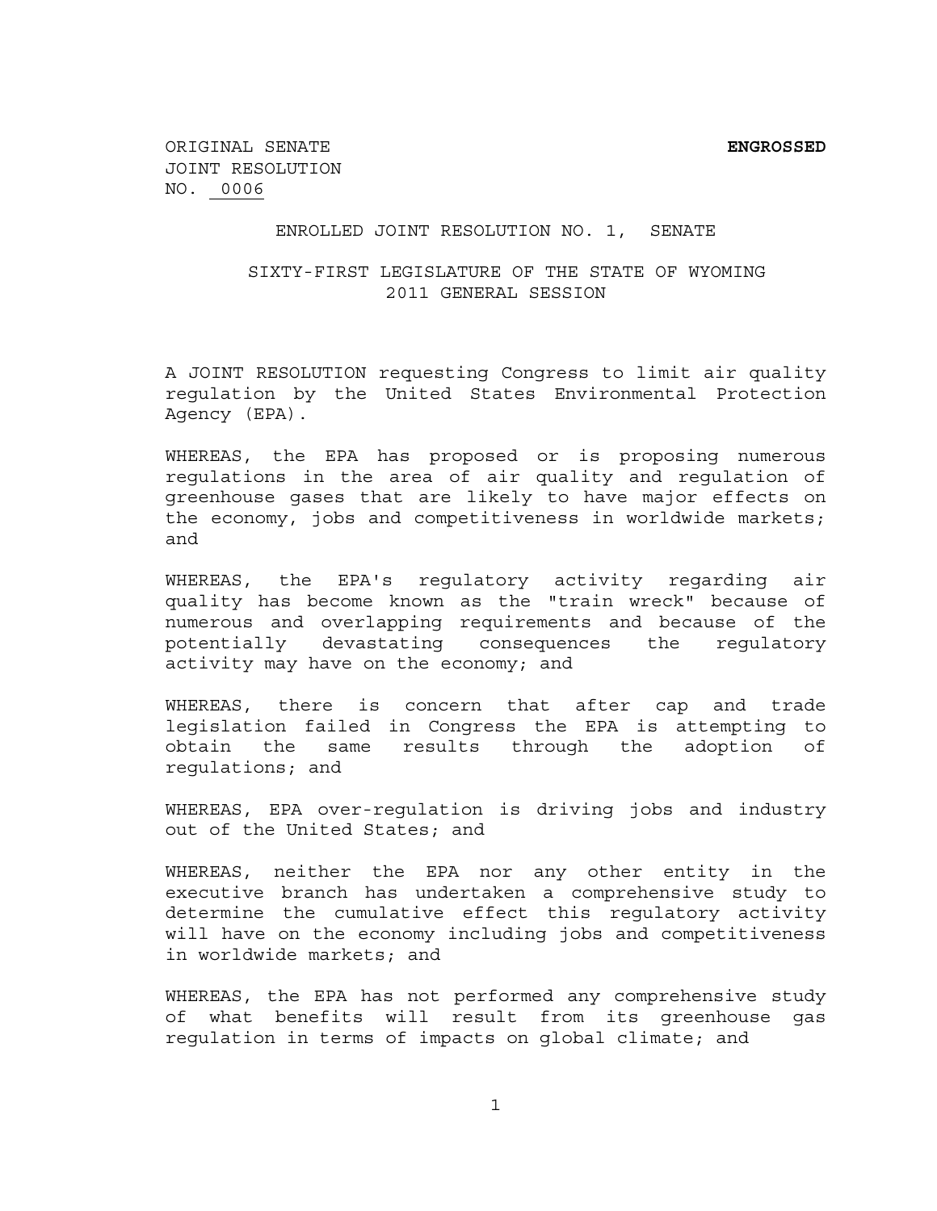ORIGINAL SENATE **ENGROSSED**
JOINT RESOLUTION
NO. <u>0006</u>

ENROLLED JOINT RESOLUTION NO. 1, SENATE

SIXTY-FIRST LEGISLATURE OF THE STATE OF WYOMING
2011 GENERAL SESSION

A JOINT RESOLUTION requesting Congress to limit air quality regulation by the United States Environmental Protection Agency (EPA).

WHEREAS, the EPA has proposed or is proposing numerous regulations in the area of air quality and regulation of greenhouse gases that are likely to have major effects on the economy, jobs and competitiveness in worldwide markets; and

WHEREAS, the EPA's regulatory activity regarding air quality has become known as the "train wreck" because of numerous and overlapping requirements and because of the potentially devastating consequences the regulatory activity may have on the economy; and

WHEREAS, there is concern that after cap and trade legislation failed in Congress the EPA is attempting to obtain the same results through the adoption of regulations; and

WHEREAS, EPA over-regulation is driving jobs and industry out of the United States; and

WHEREAS, neither the EPA nor any other entity in the executive branch has undertaken a comprehensive study to determine the cumulative effect this regulatory activity will have on the economy including jobs and competitiveness in worldwide markets; and

WHEREAS, the EPA has not performed any comprehensive study of what benefits will result from its greenhouse gas regulation in terms of impacts on global climate; and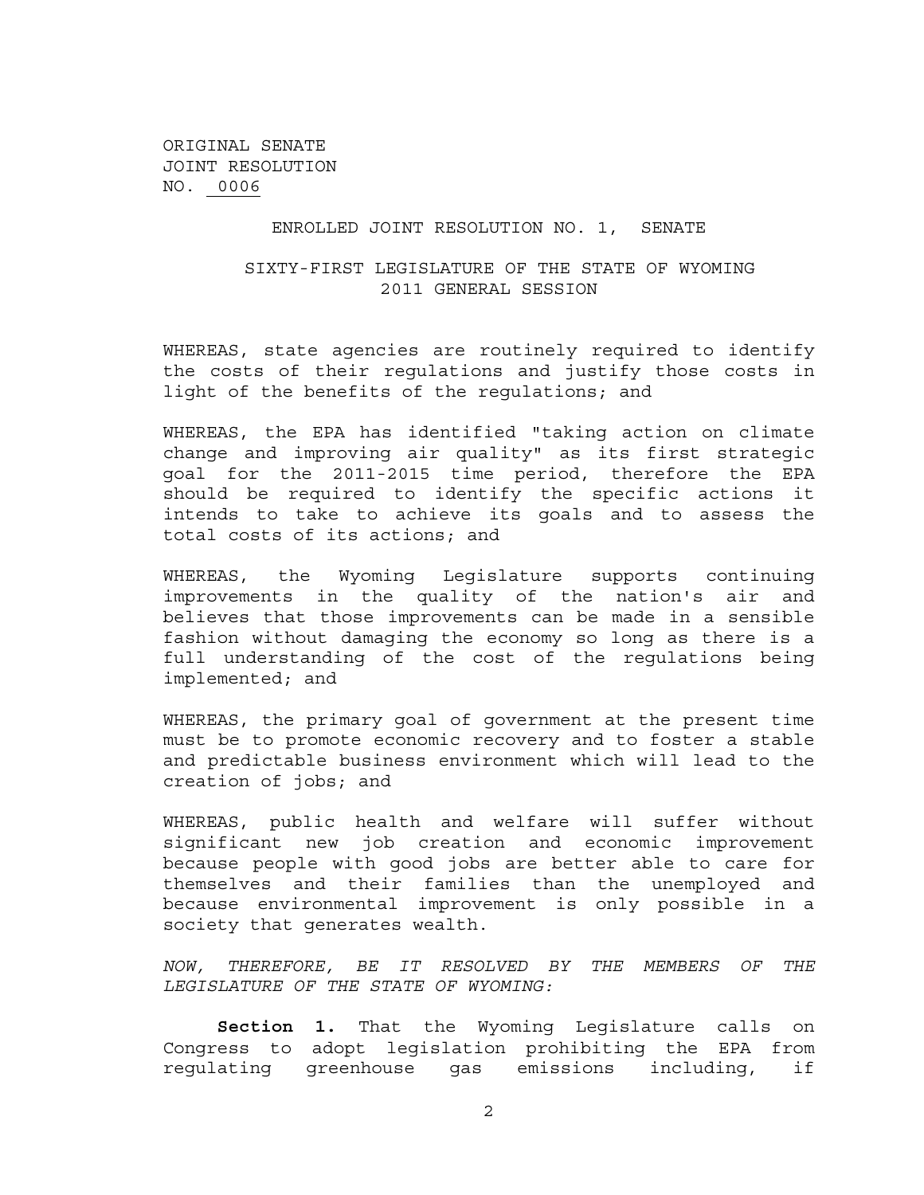ORIGINAL SENATE
JOINT RESOLUTION
NO. 0006

ENROLLED JOINT RESOLUTION NO. 1, SENATE

SIXTY-FIRST LEGISLATURE OF THE STATE OF WYOMING
2011 GENERAL SESSION

WHEREAS, state agencies are routinely required to identify the costs of their regulations and justify those costs in light of the benefits of the regulations; and

WHEREAS, the EPA has identified "taking action on climate change and improving air quality" as its first strategic goal for the 2011-2015 time period, therefore the EPA should be required to identify the specific actions it intends to take to achieve its goals and to assess the total costs of its actions; and

WHEREAS, the Wyoming Legislature supports continuing improvements in the quality of the nation's air and believes that those improvements can be made in a sensible fashion without damaging the economy so long as there is a full understanding of the cost of the regulations being implemented; and

WHEREAS, the primary goal of government at the present time must be to promote economic recovery and to foster a stable and predictable business environment which will lead to the creation of jobs; and

WHEREAS, public health and welfare will suffer without significant new job creation and economic improvement because people with good jobs are better able to care for themselves and their families than the unemployed and because environmental improvement is only possible in a society that generates wealth.

*NOW, THEREFORE, BE IT RESOLVED BY THE MEMBERS OF THE LEGISLATURE OF THE STATE OF WYOMING:*

**Section 1.** That the Wyoming Legislature calls on Congress to adopt legislation prohibiting the EPA from regulating greenhouse gas emissions including, if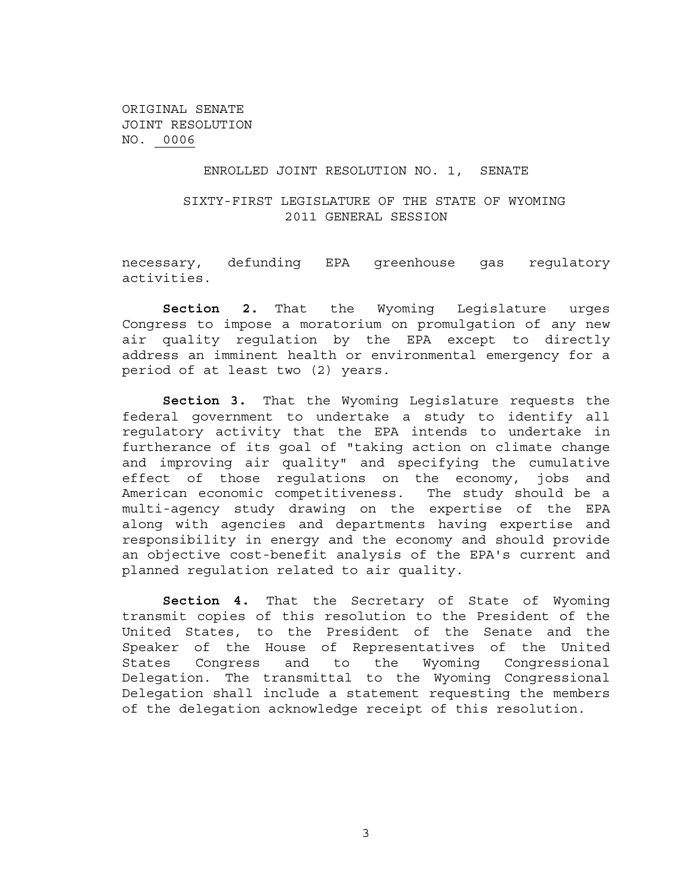ORIGINAL SENATE
JOINT RESOLUTION
NO. 0006

ENROLLED JOINT RESOLUTION NO. 1, SENATE

SIXTY-FIRST LEGISLATURE OF THE STATE OF WYOMING
2011 GENERAL SESSION

necessary, defunding EPA greenhouse gas regulatory activities.

**Section 2.** That the Wyoming Legislature urges Congress to impose a moratorium on promulgation of any new air quality regulation by the EPA except to directly address an imminent health or environmental emergency for a period of at least two (2) years.

**Section 3.** That the Wyoming Legislature requests the federal government to undertake a study to identify all regulatory activity that the EPA intends to undertake in furtherance of its goal of "taking action on climate change and improving air quality" and specifying the cumulative effect of those regulations on the economy, jobs and American economic competitiveness. The study should be a multi-agency study drawing on the expertise of the EPA along with agencies and departments having expertise and responsibility in energy and the economy and should provide an objective cost-benefit analysis of the EPA's current and planned regulation related to air quality.

**Section 4.** That the Secretary of State of Wyoming transmit copies of this resolution to the President of the United States, to the President of the Senate and the Speaker of the House of Representatives of the United States Congress and to the Wyoming Congressional Delegation. The transmittal to the Wyoming Congressional Delegation shall include a statement requesting the members of the delegation acknowledge receipt of this resolution.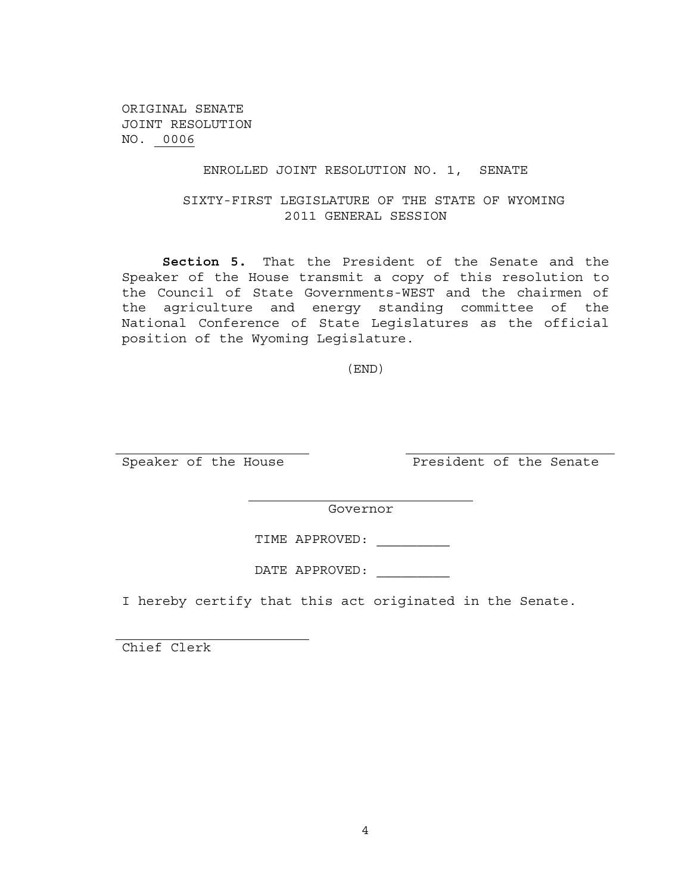ORIGINAL SENATE
JOINT RESOLUTION
NO. 0006

ENROLLED JOINT RESOLUTION NO. 1, SENATE

SIXTY-FIRST LEGISLATURE OF THE STATE OF WYOMING
2011 GENERAL SESSION

**Section 5.** That the President of the Senate and the Speaker of the House transmit a copy of this resolution to the Council of State Governments-WEST and the chairmen of the agriculture and energy standing committee of the National Conference of State Legislatures as the official position of the Wyoming Legislature.

(END)

Speaker of the House

President of the Senate

Governor

TIME APPROVED: _________

DATE APPROVED: _________

I hereby certify that this act originated in the Senate.

Chief Clerk